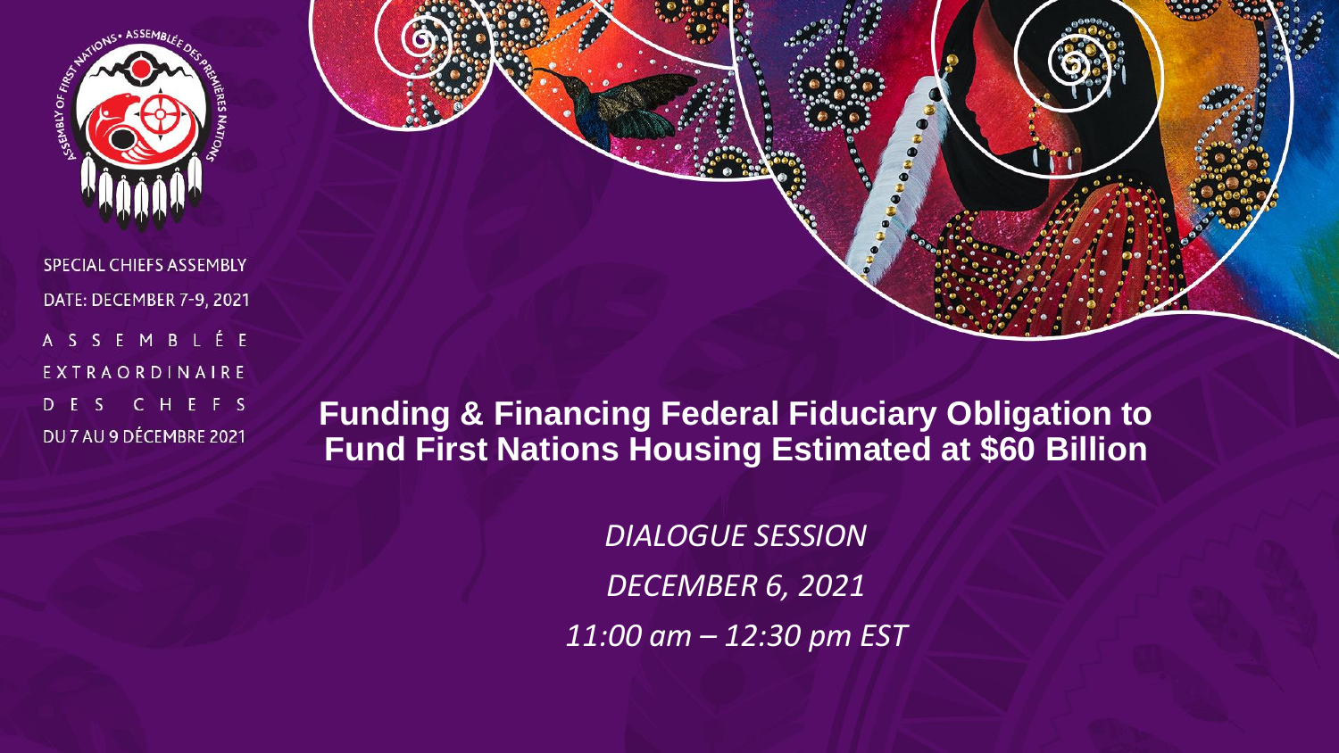SPECIAL CHIEFS ASSEMBLY

DATE: DECEMBER 7-9, 2021

ASSEMBLÉE EXTRAORDINAIRE DES CHEFS

DU 7 AU 9 DÉCEMBRE 2021

# Funding & Financing Federal Fiduciary Obligation to Fund First Nations Housing Estimated at $60 Billion

*DIALOGUE SESSION*

*DECEMBER 6, 2021*

*11:00 am – 12:30 pm EST*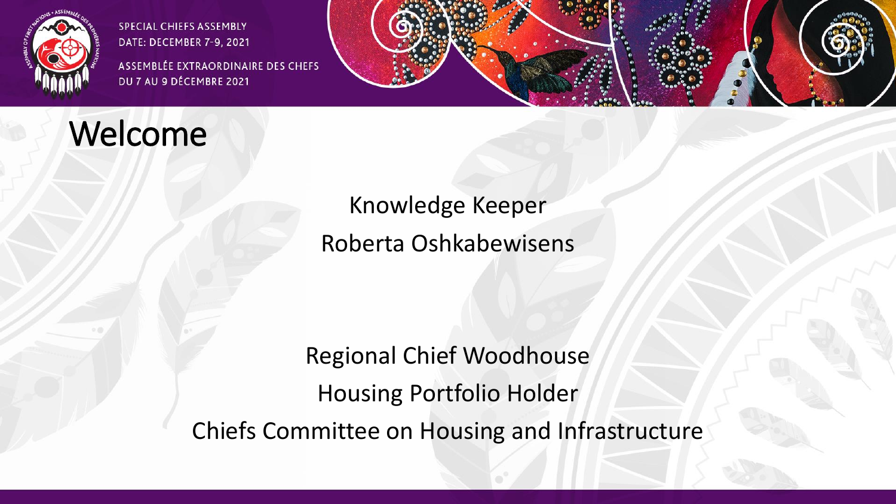# Welcome

Knowledge Keeper

Roberta Oshkabewisens

Regional Chief Woodhouse

Housing Portfolio Holder

Chiefs Committee on Housing and Infrastructure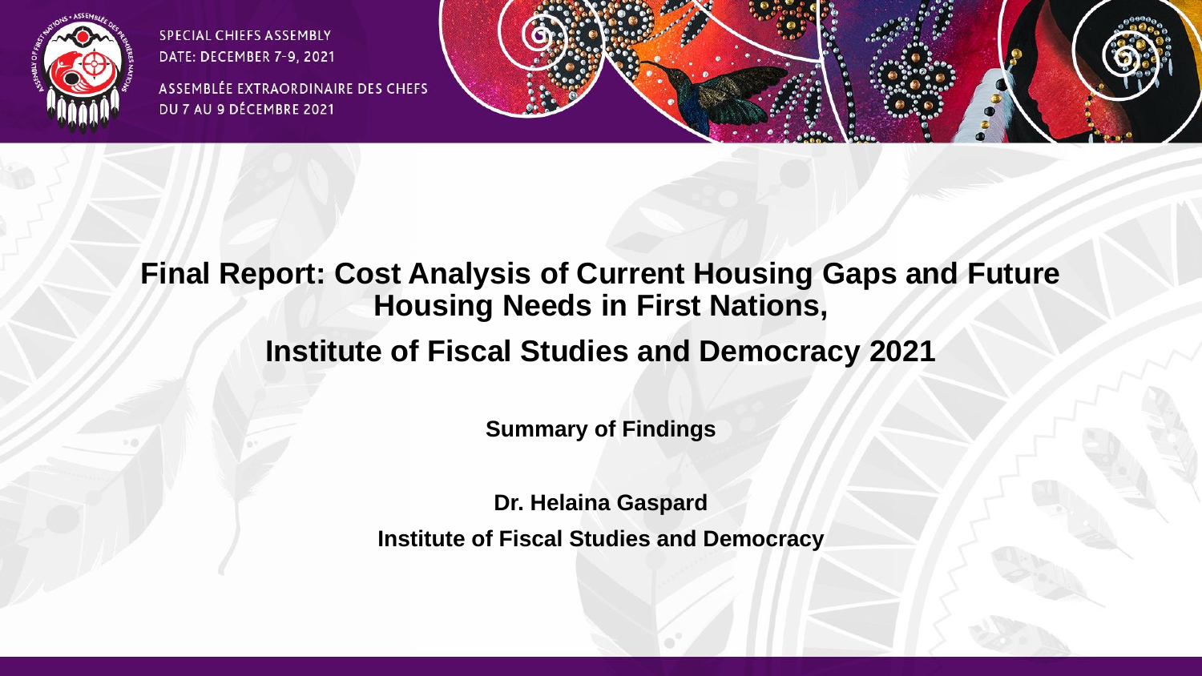SPECIAL CHIEFS ASSEMBLY
DATE: DECEMBER 7-9, 2021

ASSEMBLÉE EXTRAORDINAIRE DES CHEFS
DU 7 AU 9 DÉCEMBRE 2021

# Final Report: Cost Analysis of Current Housing Gaps and Future Housing Needs in First Nations,

## Institute of Fiscal Studies and Democracy 2021

**Summary of Findings**

**Dr. Helaina Gaspard**

**Institute of Fiscal Studies and Democracy**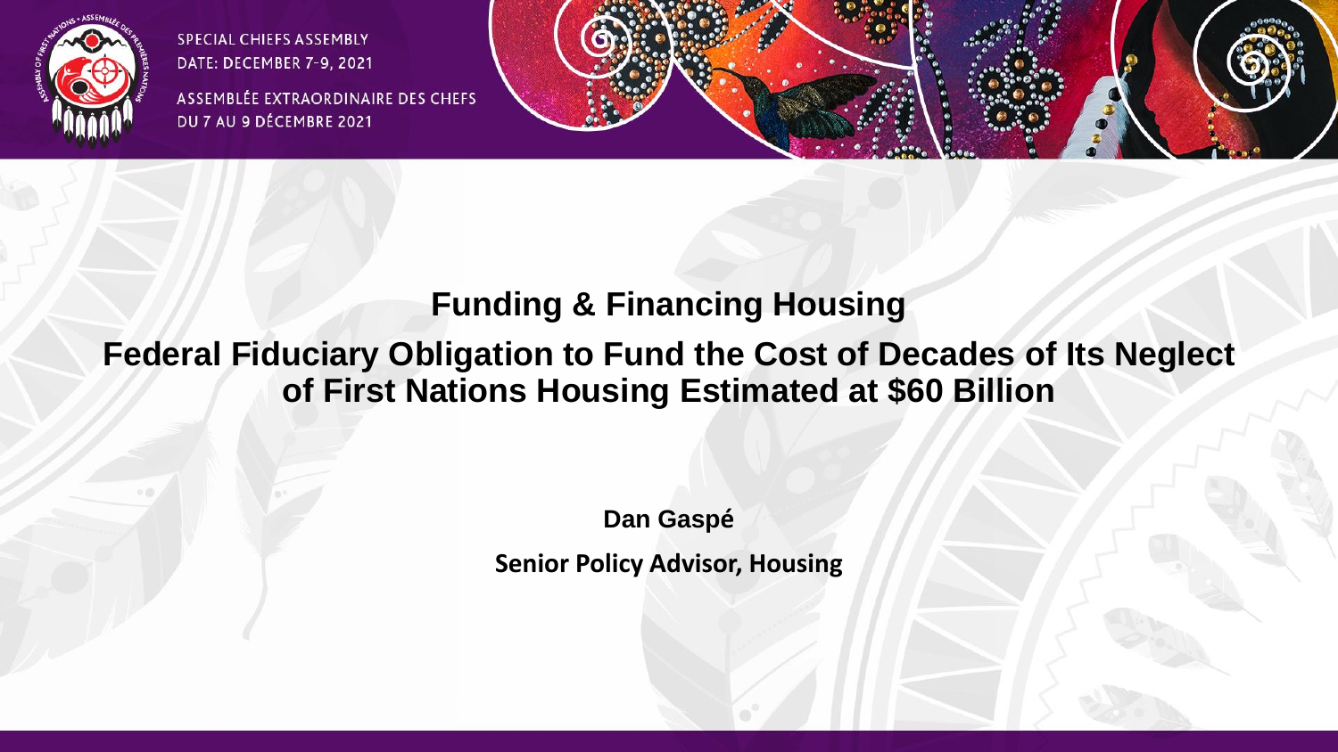# Funding & Financing Housing

## Federal Fiduciary Obligation to Fund the Cost of Decades of Its Neglect of First Nations Housing Estimated at $60 Billion

**Dan Gaspé**

**Senior Policy Advisor, Housing**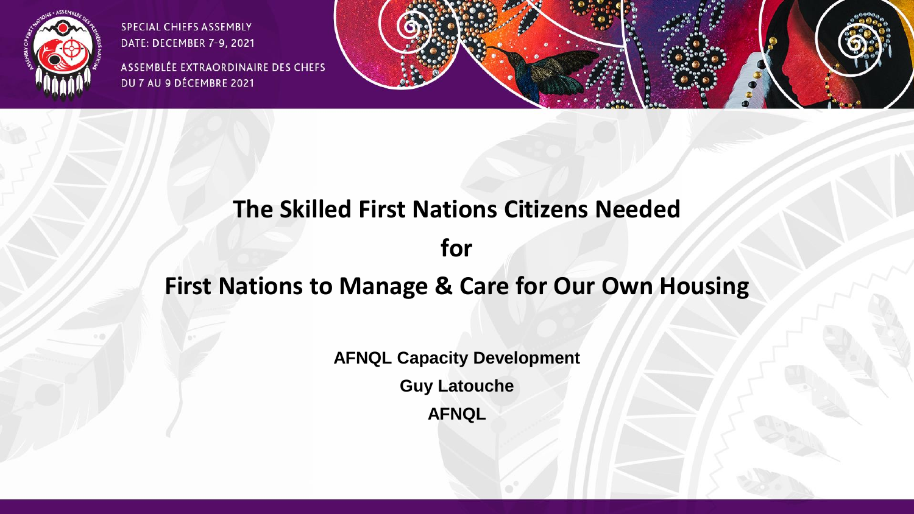# The Skilled First Nations Citizens Needed for First Nations to Manage & Care for Our Own Housing

**AFNQL Capacity Development**

**Guy Latouche**

**AFNQL**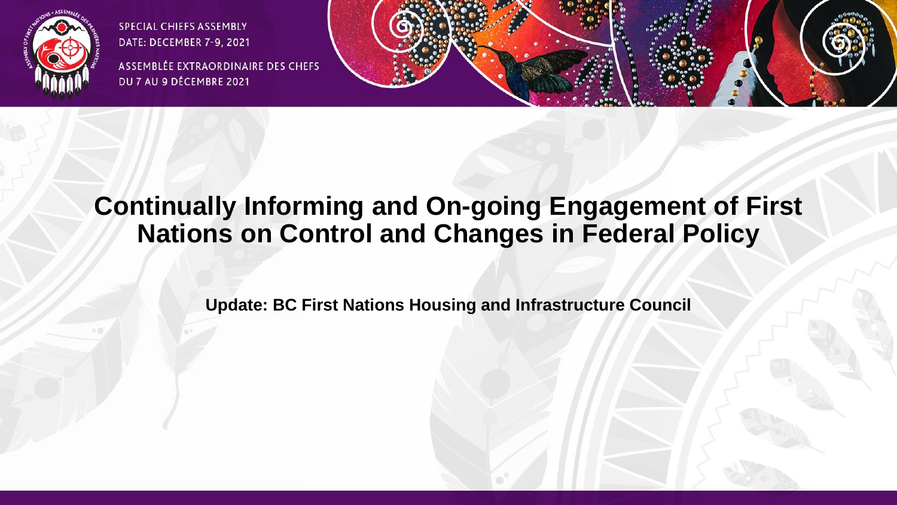# Continually Informing and On-going Engagement of First Nations on Control and Changes in Federal Policy

**Update: BC First Nations Housing and Infrastructure Council**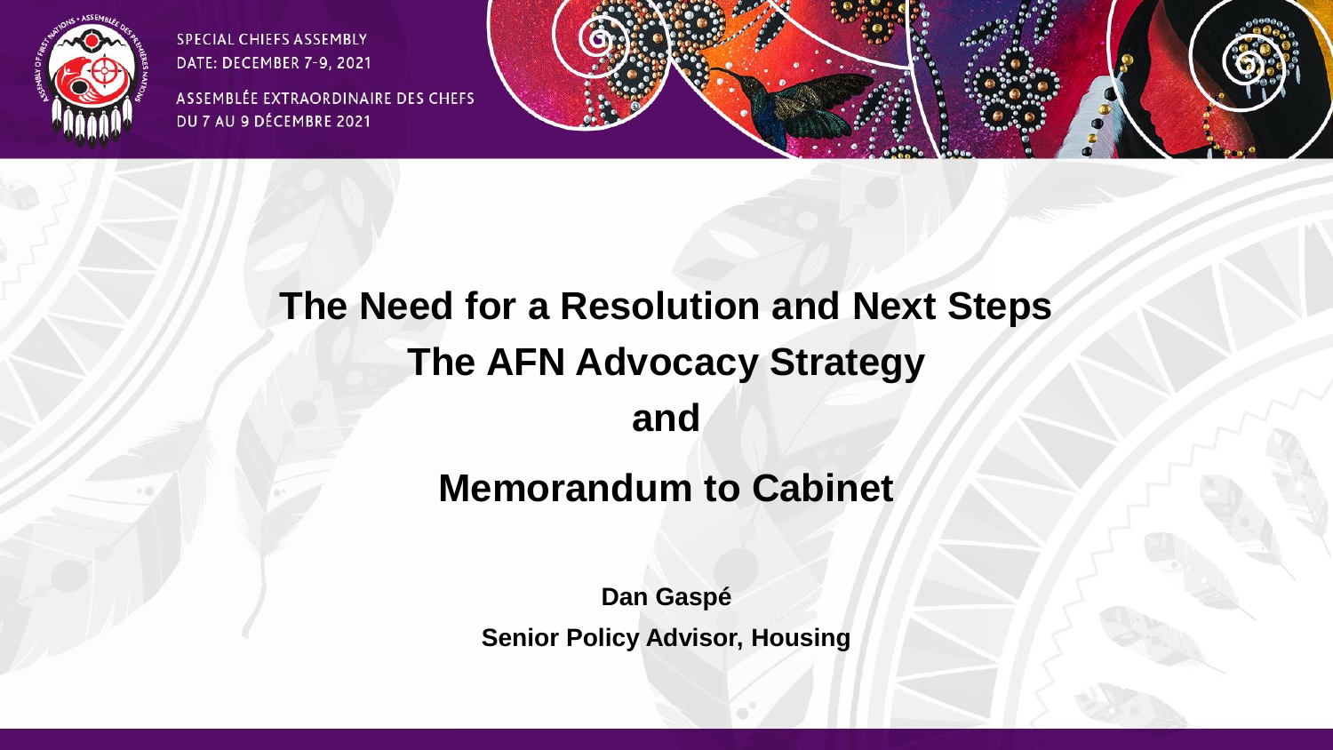# The Need for a Resolution and Next Steps

# The AFN Advocacy Strategy

# and

# Memorandum to Cabinet

**Dan Gaspé**

**Senior Policy Advisor, Housing**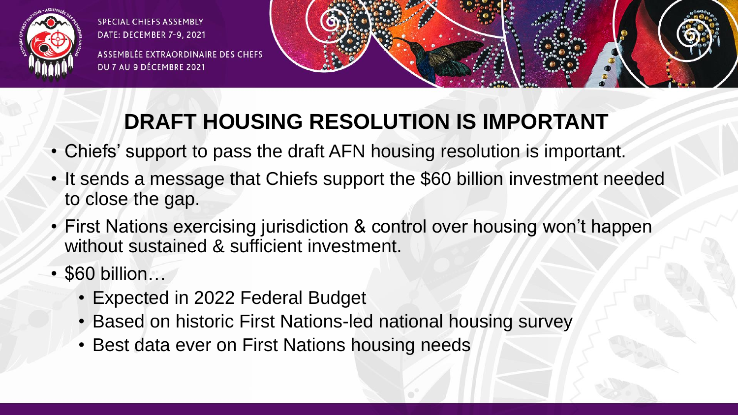# DRAFT HOUSING RESOLUTION IS IMPORTANT

- Chiefs' support to pass the draft AFN housing resolution is important.
- It sends a message that Chiefs support the $60 billion investment needed to close the gap.
- First Nations exercising jurisdiction & control over housing won't happen without sustained & sufficient investment.
- $60 billion…
  - Expected in 2022 Federal Budget
  - Based on historic First Nations-led national housing survey
  - Best data ever on First Nations housing needs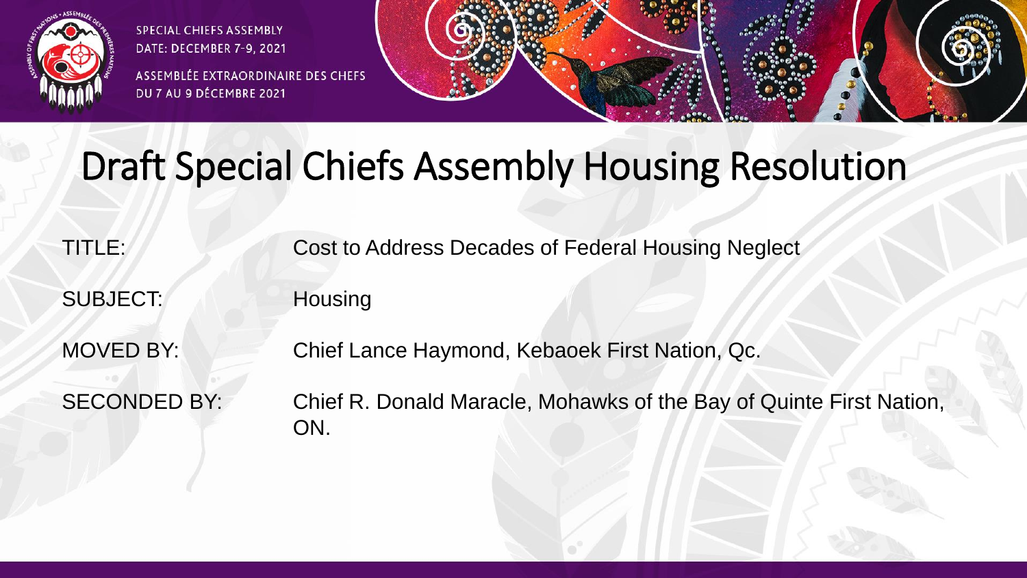# Draft Special Chiefs Assembly Housing Resolution

| | |
|---|---|
| TITLE: | Cost to Address Decades of Federal Housing Neglect |
| SUBJECT: | Housing |
| MOVED BY: | Chief Lance Haymond, Kebaoek First Nation, Qc. |
| SECONDED BY: | Chief R. Donald Maracle, Mohawks of the Bay of Quinte First Nation, ON. |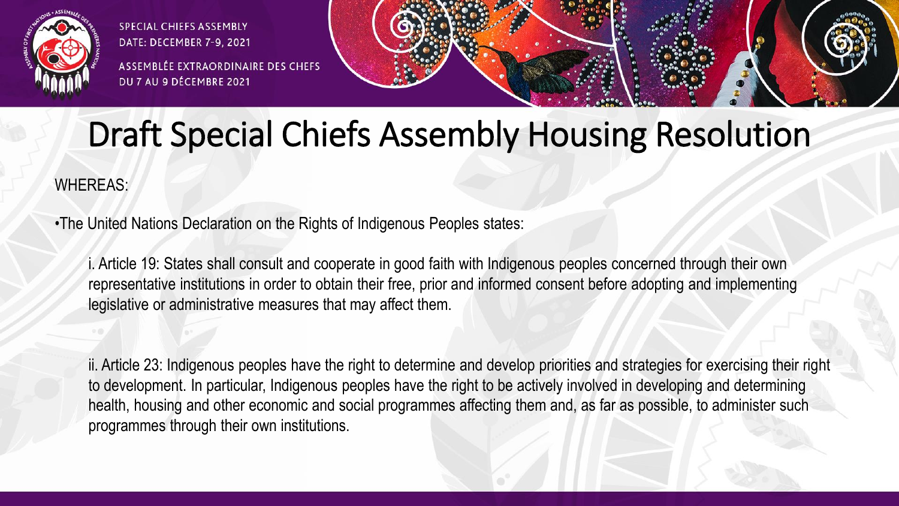# Draft Special Chiefs Assembly Housing Resolution

WHEREAS:

•The United Nations Declaration on the Rights of Indigenous Peoples states:

i. Article 19: States shall consult and cooperate in good faith with Indigenous peoples concerned through their own representative institutions in order to obtain their free, prior and informed consent before adopting and implementing legislative or administrative measures that may affect them.

ii. Article 23: Indigenous peoples have the right to determine and develop priorities and strategies for exercising their right to development. In particular, Indigenous peoples have the right to be actively involved in developing and determining health, housing and other economic and social programmes affecting them and, as far as possible, to administer such programmes through their own institutions.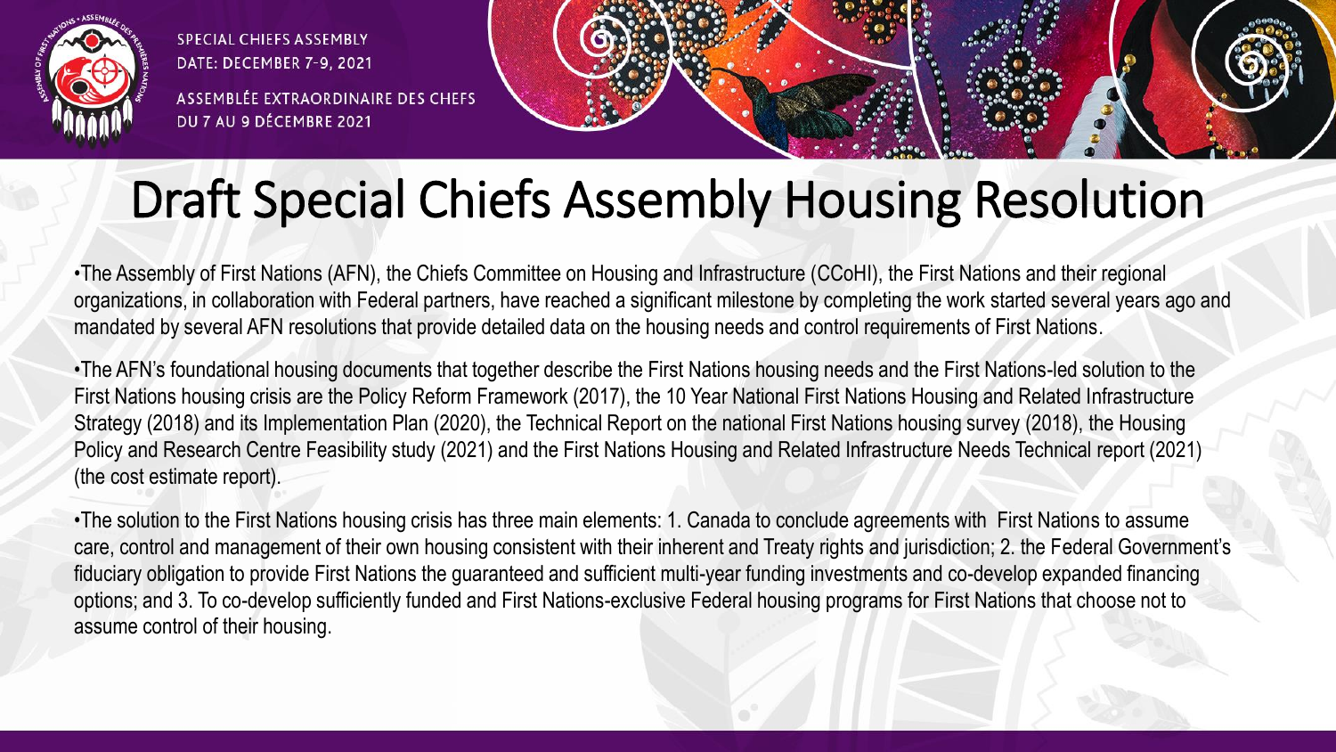# Draft Special Chiefs Assembly Housing Resolution

- The Assembly of First Nations (AFN), the Chiefs Committee on Housing and Infrastructure (CCoHI), the First Nations and their regional organizations, in collaboration with Federal partners, have reached a significant milestone by completing the work started several years ago and mandated by several AFN resolutions that provide detailed data on the housing needs and control requirements of First Nations.

- The AFN's foundational housing documents that together describe the First Nations housing needs and the First Nations-led solution to the First Nations housing crisis are the Policy Reform Framework (2017), the 10 Year National First Nations Housing and Related Infrastructure Strategy (2018) and its Implementation Plan (2020), the Technical Report on the national First Nations housing survey (2018), the Housing Policy and Research Centre Feasibility study (2021) and the First Nations Housing and Related Infrastructure Needs Technical report (2021) (the cost estimate report).

- The solution to the First Nations housing crisis has three main elements: 1. Canada to conclude agreements with First Nations to assume care, control and management of their own housing consistent with their inherent and Treaty rights and jurisdiction; 2. the Federal Government's fiduciary obligation to provide First Nations the guaranteed and sufficient multi-year funding investments and co-develop expanded financing options; and 3. To co-develop sufficiently funded and First Nations-exclusive Federal housing programs for First Nations that choose not to assume control of their housing.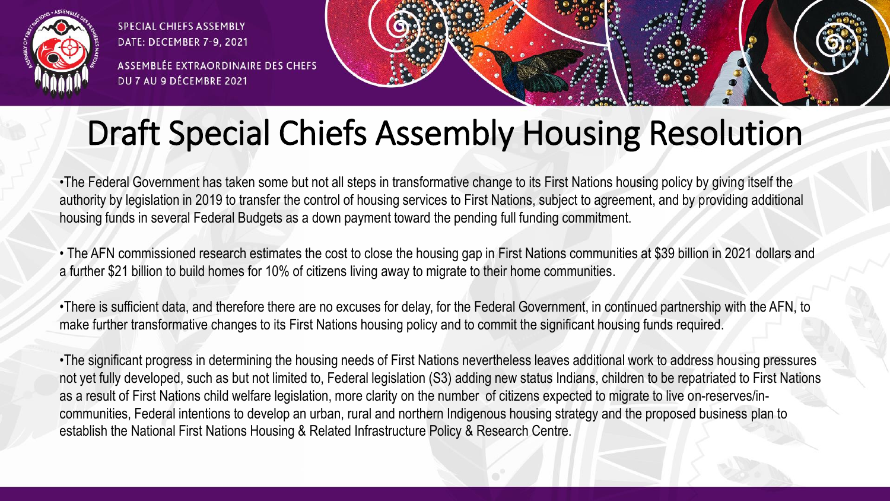# Draft Special Chiefs Assembly Housing Resolution

- The Federal Government has taken some but not all steps in transformative change to its First Nations housing policy by giving itself the authority by legislation in 2019 to transfer the control of housing services to First Nations, subject to agreement, and by providing additional housing funds in several Federal Budgets as a down payment toward the pending full funding commitment.

- The AFN commissioned research estimates the cost to close the housing gap in First Nations communities at $39 billion in 2021 dollars and a further $21 billion to build homes for 10% of citizens living away to migrate to their home communities.

- There is sufficient data, and therefore there are no excuses for delay, for the Federal Government, in continued partnership with the AFN, to make further transformative changes to its First Nations housing policy and to commit the significant housing funds required.

- The significant progress in determining the housing needs of First Nations nevertheless leaves additional work to address housing pressures not yet fully developed, such as but not limited to, Federal legislation (S3) adding new status Indians, children to be repatriated to First Nations as a result of First Nations child welfare legislation, more clarity on the number of citizens expected to migrate to live on-reserves/in-communities, Federal intentions to develop an urban, rural and northern Indigenous housing strategy and the proposed business plan to establish the National First Nations Housing & Related Infrastructure Policy & Research Centre.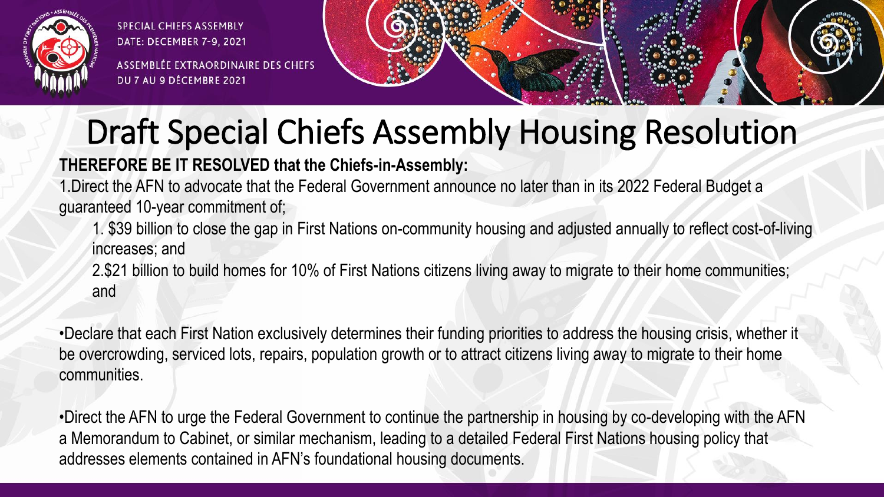# Draft Special Chiefs Assembly Housing Resolution

**THEREFORE BE IT RESOLVED that the Chiefs-in-Assembly:**

1. Direct the AFN to advocate that the Federal Government announce no later than in its 2022 Federal Budget a guaranteed 10-year commitment of;
   1. $39 billion to close the gap in First Nations on-community housing and adjusted annually to reflect cost-of-living increases; and
   2. $21 billion to build homes for 10% of First Nations citizens living away to migrate to their home communities; and

- Declare that each First Nation exclusively determines their funding priorities to address the housing crisis, whether it be overcrowding, serviced lots, repairs, population growth or to attract citizens living away to migrate to their home communities.

- Direct the AFN to urge the Federal Government to continue the partnership in housing by co-developing with the AFN a Memorandum to Cabinet, or similar mechanism, leading to a detailed Federal First Nations housing policy that addresses elements contained in AFN's foundational housing documents.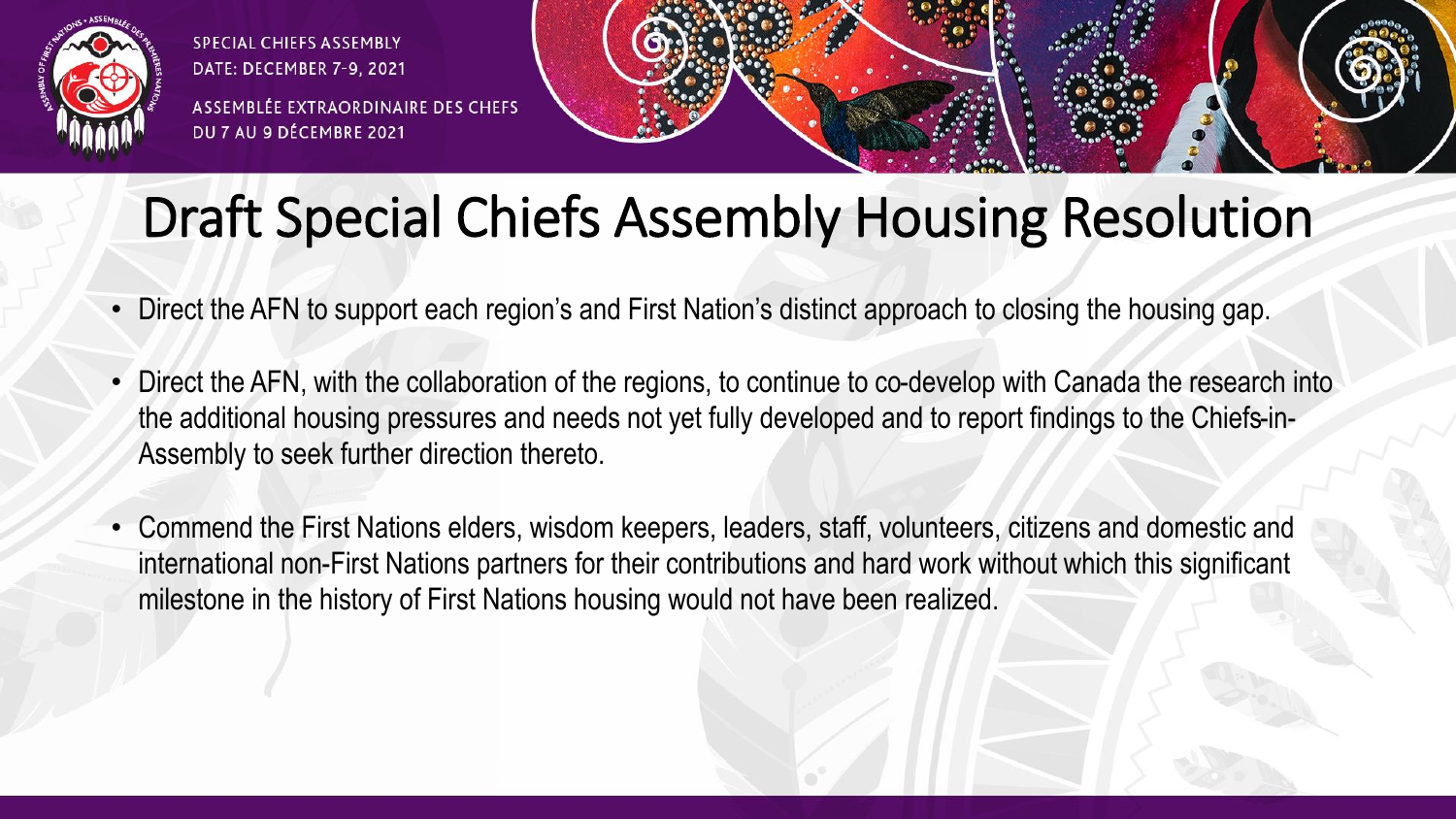# Draft Special Chiefs Assembly Housing Resolution

- Direct the AFN to support each region's and First Nation's distinct approach to closing the housing gap.
- Direct the AFN, with the collaboration of the regions, to continue to co-develop with Canada the research into the additional housing pressures and needs not yet fully developed and to report findings to the Chiefs-in-Assembly to seek further direction thereto.
- Commend the First Nations elders, wisdom keepers, leaders, staff, volunteers, citizens and domestic and international non-First Nations partners for their contributions and hard work without which this significant milestone in the history of First Nations housing would not have been realized.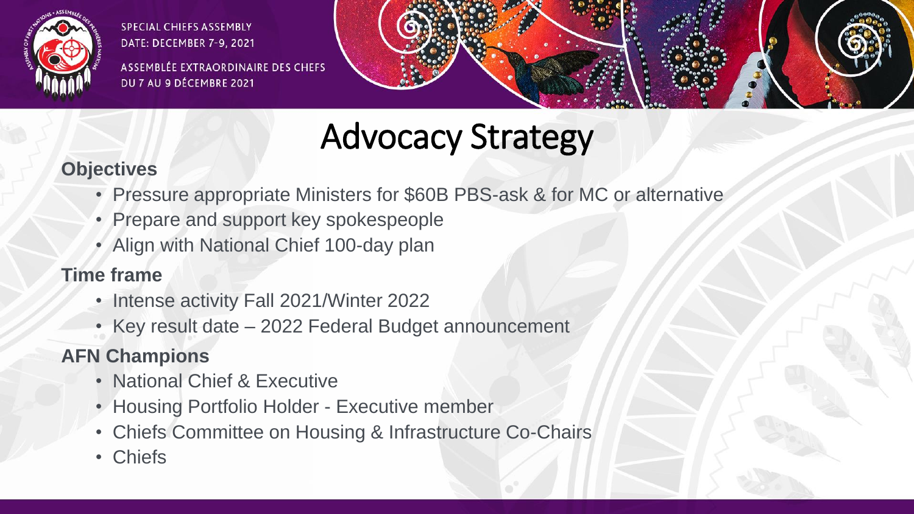# Advocacy Strategy

**Objectives**

- Pressure appropriate Ministers for $60B PBS-ask & for MC or alternative
- Prepare and support key spokespeople
- Align with National Chief 100-day plan

**Time frame**

- Intense activity Fall 2021/Winter 2022
- Key result date – 2022 Federal Budget announcement

**AFN Champions**

- National Chief & Executive
- Housing Portfolio Holder - Executive member
- Chiefs Committee on Housing & Infrastructure Co-Chairs
- Chiefs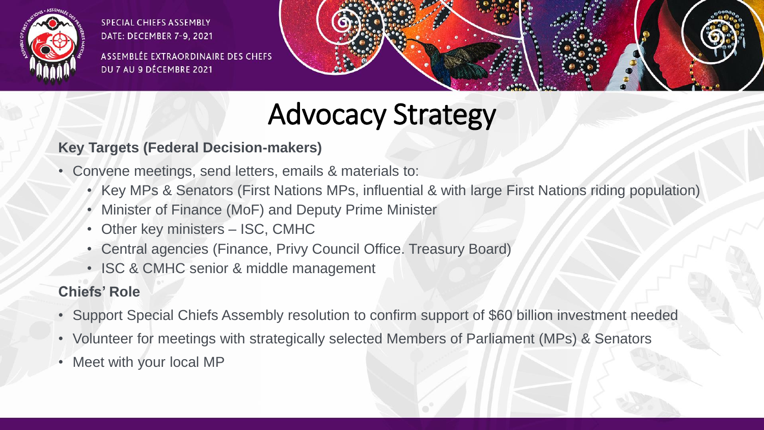# Advocacy Strategy

**Key Targets (Federal Decision-makers)**

- Convene meetings, send letters, emails & materials to:
  - Key MPs & Senators (First Nations MPs, influential & with large First Nations riding population)
  - Minister of Finance (MoF) and Deputy Prime Minister
  - Other key ministers – ISC, CMHC
  - Central agencies (Finance, Privy Council Office. Treasury Board)
  - ISC & CMHC senior & middle management

**Chiefs' Role**

- Support Special Chiefs Assembly resolution to confirm support of $60 billion investment needed
- Volunteer for meetings with strategically selected Members of Parliament (MPs) & Senators
- Meet with your local MP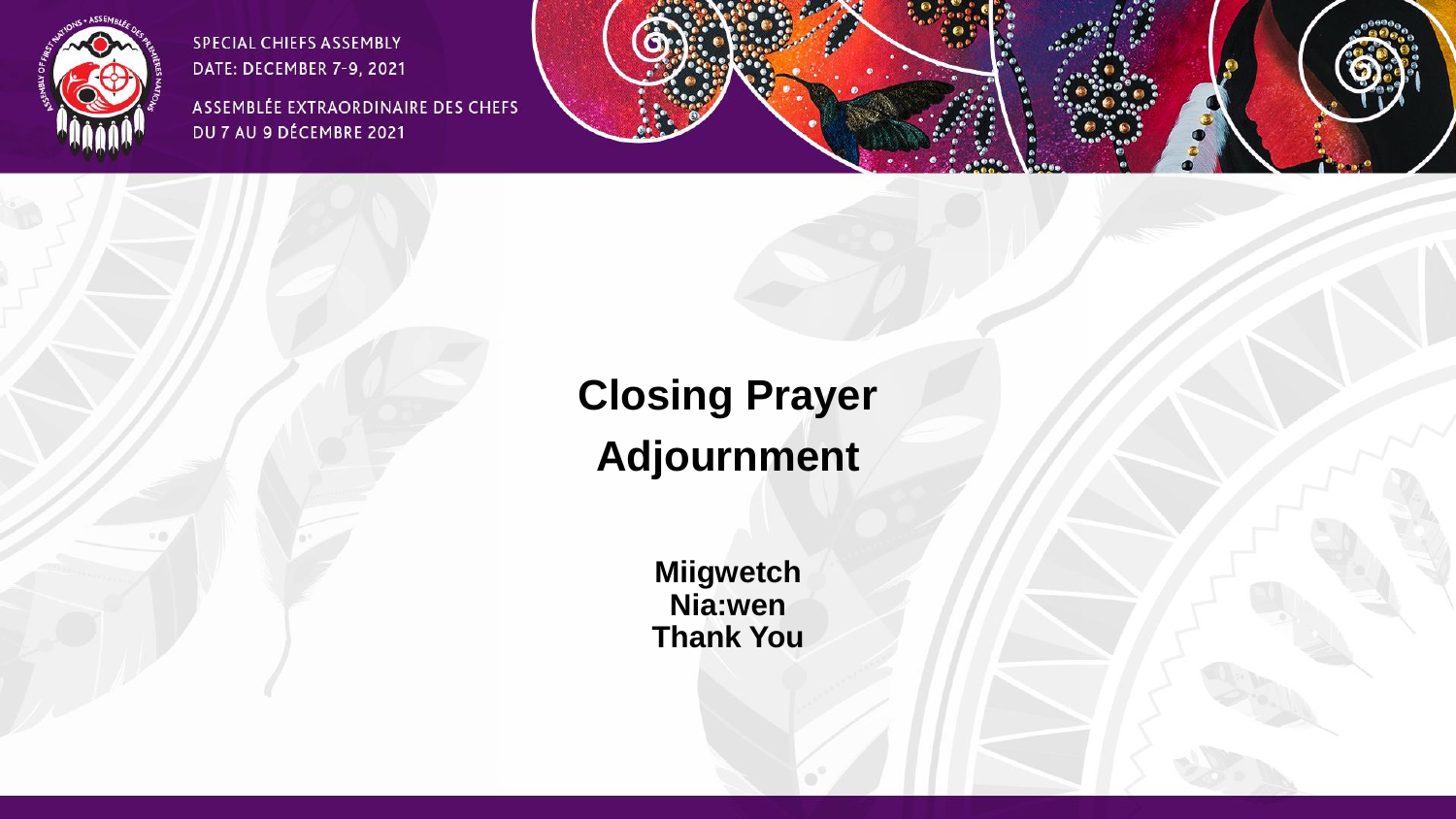# Closing Prayer

# Adjournment

**Miigwetch**
**Nia:wen**
**Thank You**